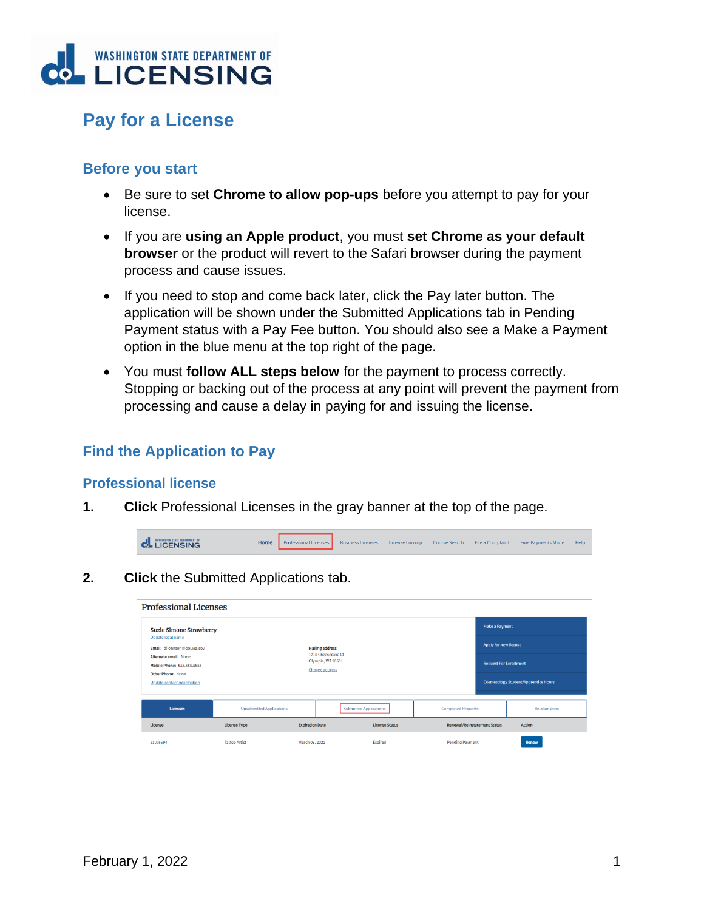# Pay for a License

## Before you start

- Be sure to set **Chrome to allow pop-ups** before you attempt to pay for your license.
- If you are **using an Apple product**, you must **set Chrome as your default browser** or the product will revert to the Safari browser during the payment process and cause issues.
- If you need to stop and come back later, click the Pay later button. The application will be shown under the Submitted Applications tab in Pending Payment status with a Pay Fee button. You should also see a Make a Payment option in the blue menu at the top right of the page.
- You must **follow ALL steps below** for the payment to process correctly. Stopping or backing out of the process at any point will prevent the payment from processing and cause a delay in paying for and issuing the license.

## Find the Application to Pay

### Professional license

1. **Click** Professional Licenses in the gray banner at the top of the page.

2. **Click** the Submitted Applications tab.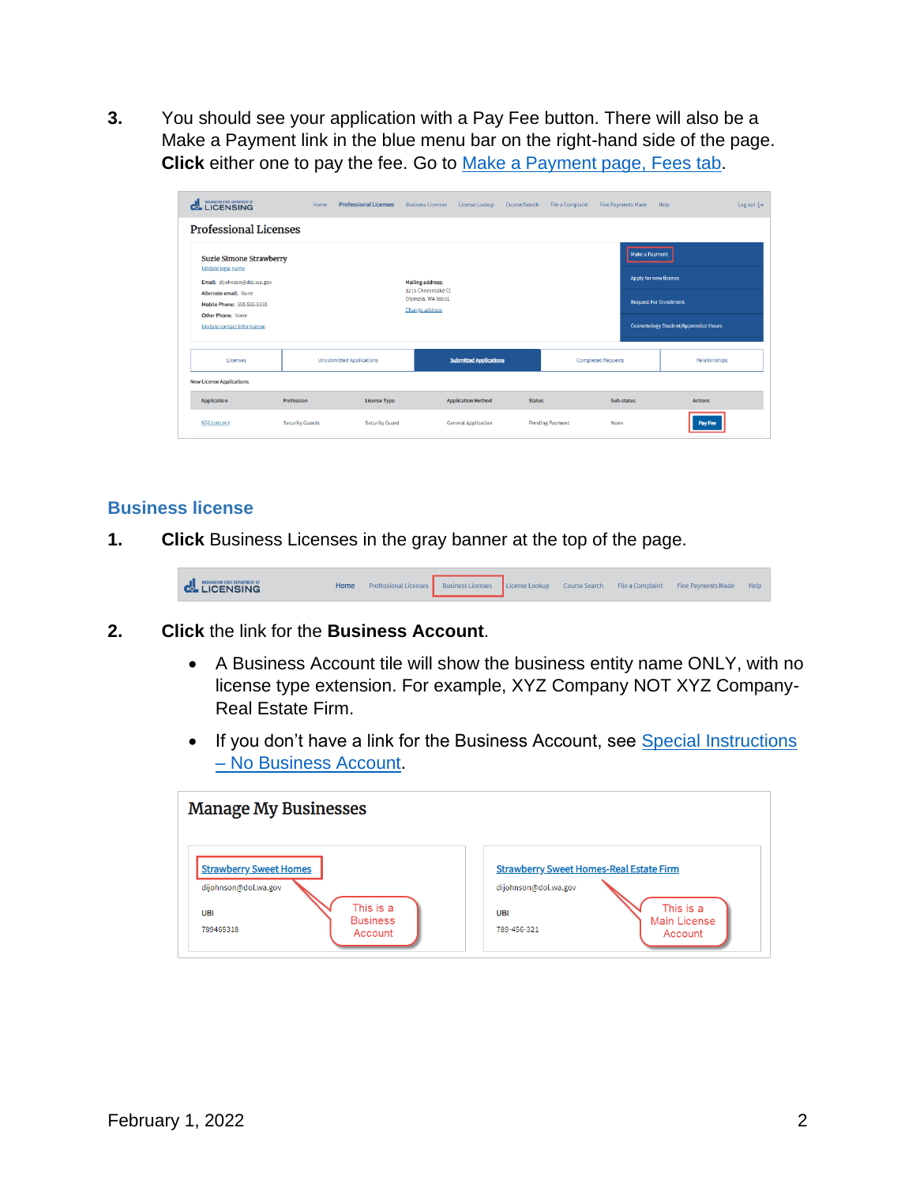3. You should see your application with a Pay Fee button. There will also be a Make a Payment link in the blue menu bar on the right-hand side of the page. **Click** either one to pay the fee. Go to [Make a Payment page, Fees tab](#).

## Business license

1. **Click** Business Licenses in the gray banner at the top of the page.

2. **Click** the link for the **Business Account**.

   - A Business Account tile will show the business entity name ONLY, with no license type extension. For example, XYZ Company NOT XYZ Company-Real Estate Firm.
   - If you don't have a link for the Business Account, see [Special Instructions – No Business Account](#).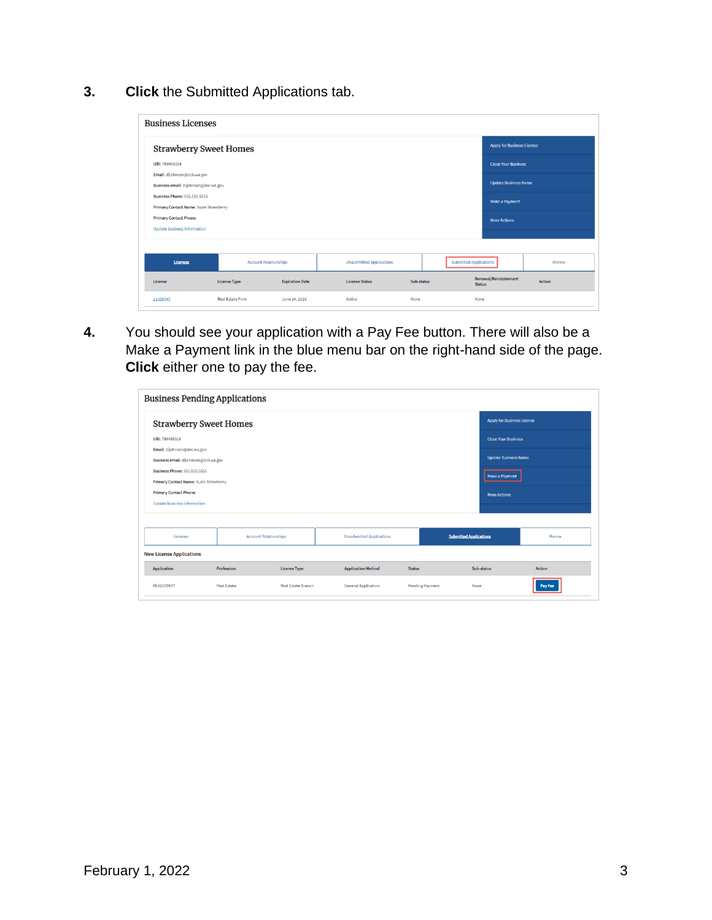3. **Click** the Submitted Applications tab.

4. You should see your application with a Pay Fee button. There will also be a Make a Payment link in the blue menu bar on the right-hand side of the page. **Click** either one to pay the fee.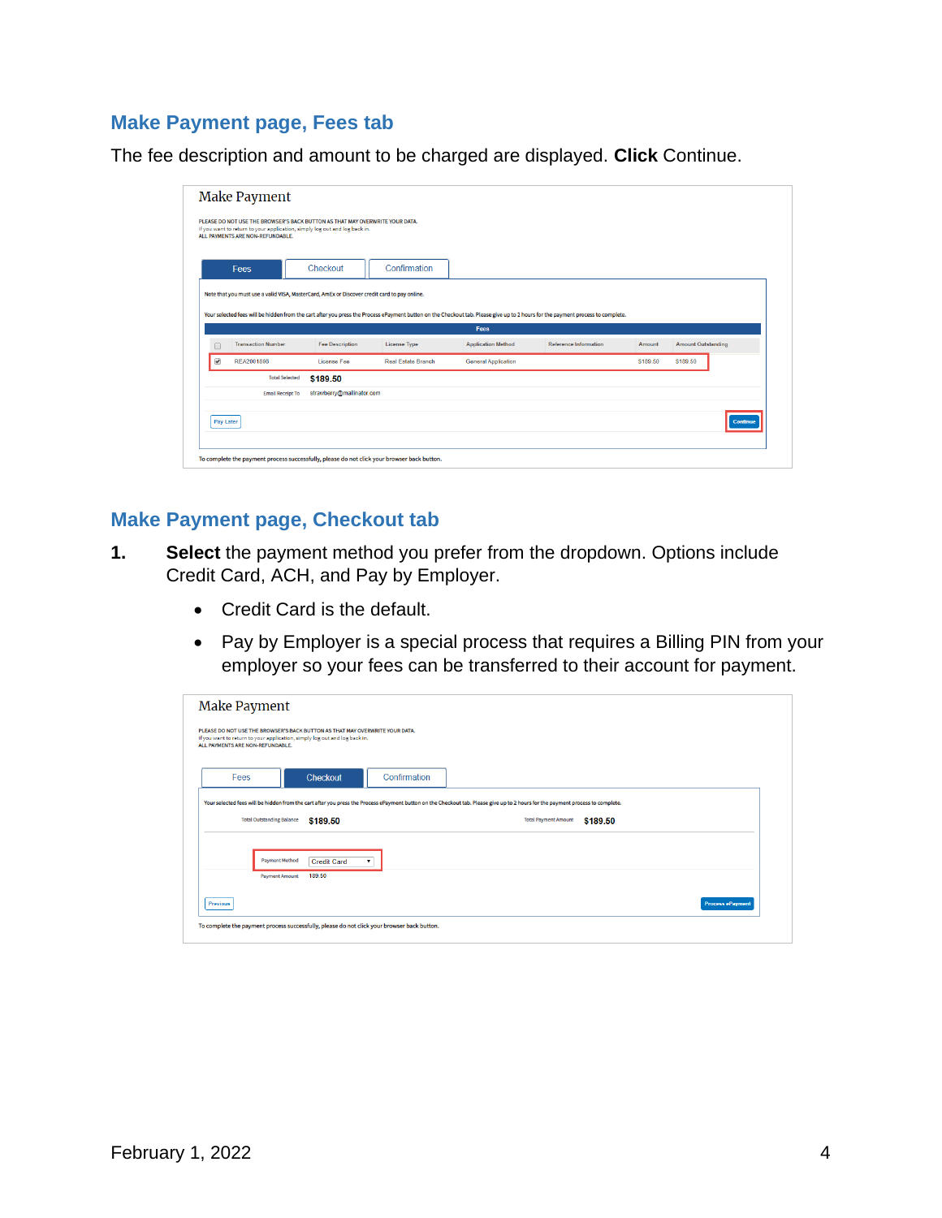## Make Payment page, Fees tab

The fee description and amount to be charged are displayed. **Click** Continue.

## Make Payment page, Checkout tab

1. **Select** the payment method you prefer from the dropdown. Options include Credit Card, ACH, and Pay by Employer.
   - Credit Card is the default.
   - Pay by Employer is a special process that requires a Billing PIN from your employer so your fees can be transferred to their account for payment.

February 1, 2022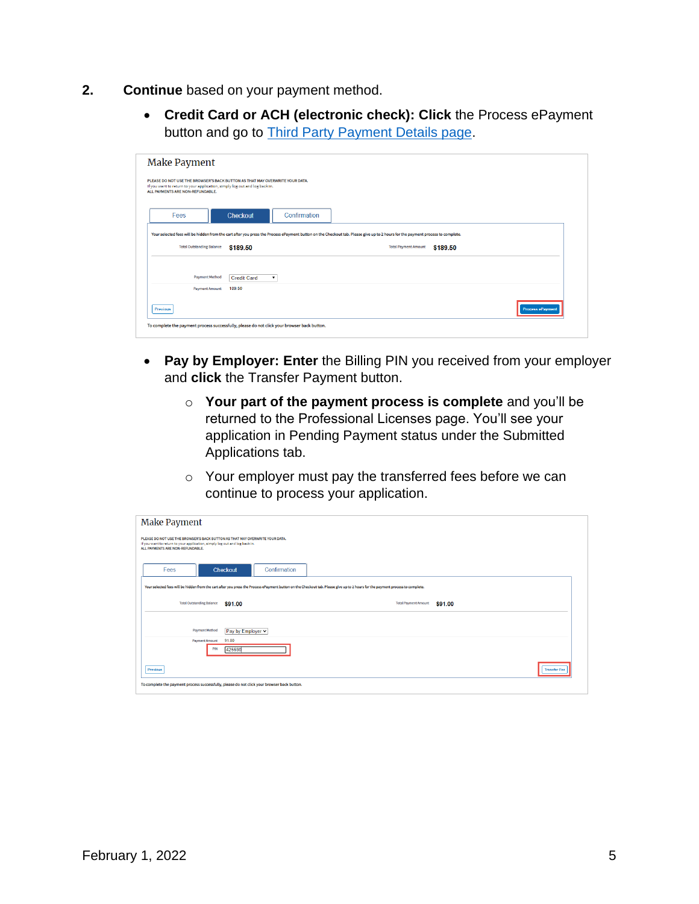2. **Continue** based on your payment method.

- **Credit Card or ACH (electronic check): Click** the Process ePayment button and go to Third Party Payment Details page.

- **Pay by Employer: Enter** the Billing PIN you received from your employer and **click** the Transfer Payment button.
  - **Your part of the payment process is complete** and you'll be returned to the Professional Licenses page. You'll see your application in Pending Payment status under the Submitted Applications tab.
  - Your employer must pay the transferred fees before we can continue to process your application.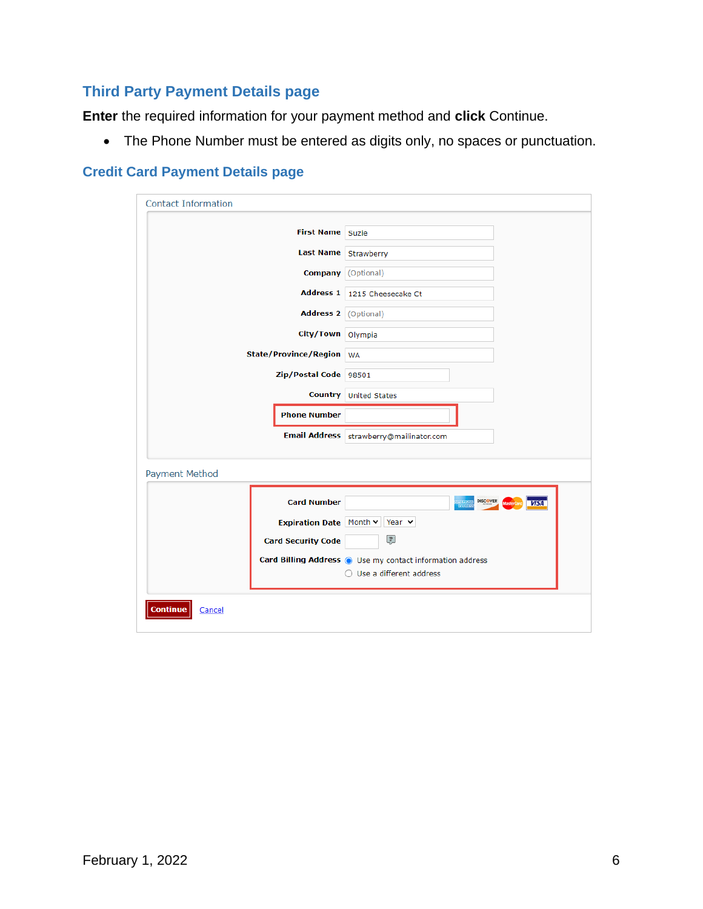### Third Party Payment Details page

**Enter** the required information for your payment method and **click** Continue.

- The Phone Number must be entered as digits only, no spaces or punctuation.

### Credit Card Payment Details page

Contact Information

| | |
|---|---|
| First Name | Suzie |
| Last Name | Strawberry |
| Company | (Optional) |
| Address 1 | 1215 Cheesecake Ct |
| Address 2 | (Optional) |
| City/Town | Olympia |
| State/Province/Region | WA |
| Zip/Postal Code | 98501 |
| Country | United States |
| Phone Number | |
| Email Address | strawberry@mailinator.com |

Payment Method

| | |
|---|---|
| Card Number | |
| Expiration Date | Month / Year |
| Card Security Code | |
| Card Billing Address | (•) Use my contact information address<br>( ) Use a different address |

Continue Cancel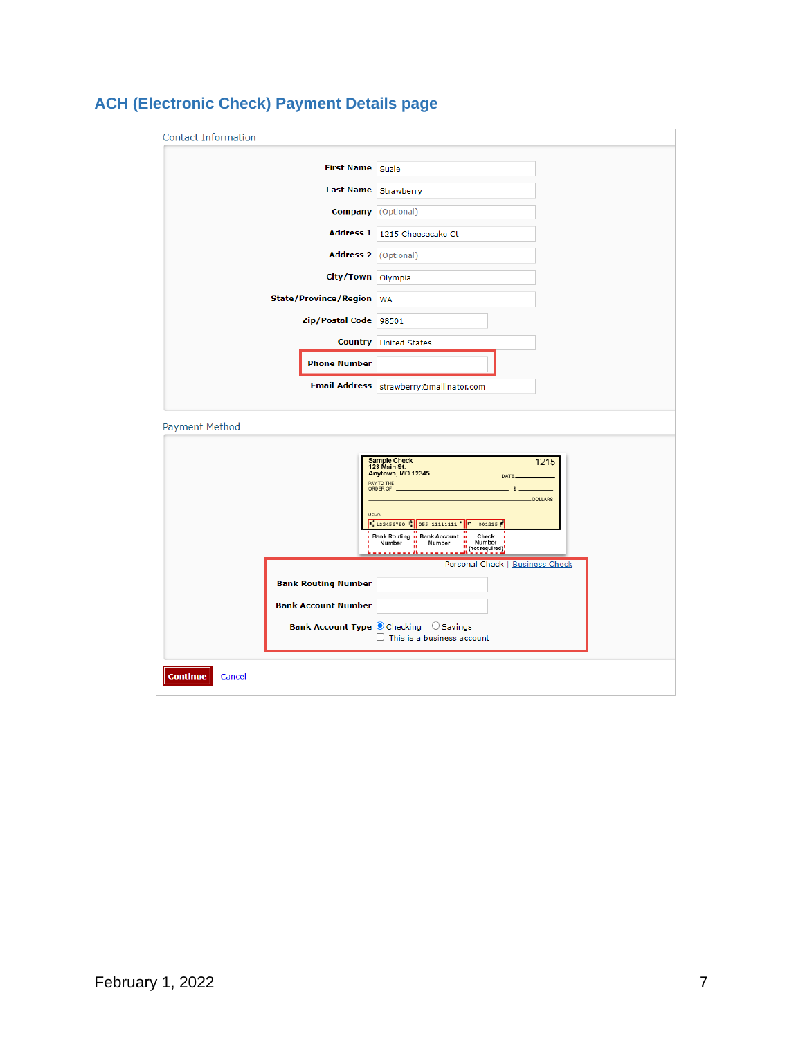## ACH (Electronic Check) Payment Details page

Contact Information

| | |
|---|---|
| **First Name** | Suzie |
| **Last Name** | Strawberry |
| **Company** | (Optional) |
| **Address 1** | 1215 Cheesecake Ct |
| **Address 2** | (Optional) |
| **City/Town** | Olympia |
| **State/Province/Region** | WA |
| **Zip/Postal Code** | 98501 |
| **Country** | United States |
| **Phone Number** | |
| **Email Address** | strawberry@mailinator.com |

Payment Method

Sample Check
123 Main St.
Anytown, MO 12345

1215

DATE

PAY TO THE ORDER OF $

DOLLARS

MEMO

123456780 | 055 1111111 | 001215

Bank Routing Number | Bank Account Number | Check Number (not required)

Personal Check | Business Check

| | |
|---|---|
| **Bank Routing Number** | |
| **Bank Account Number** | |
| **Bank Account Type** | ◉ Checking ○ Savings<br>☐ This is a business account |

**Continue** Cancel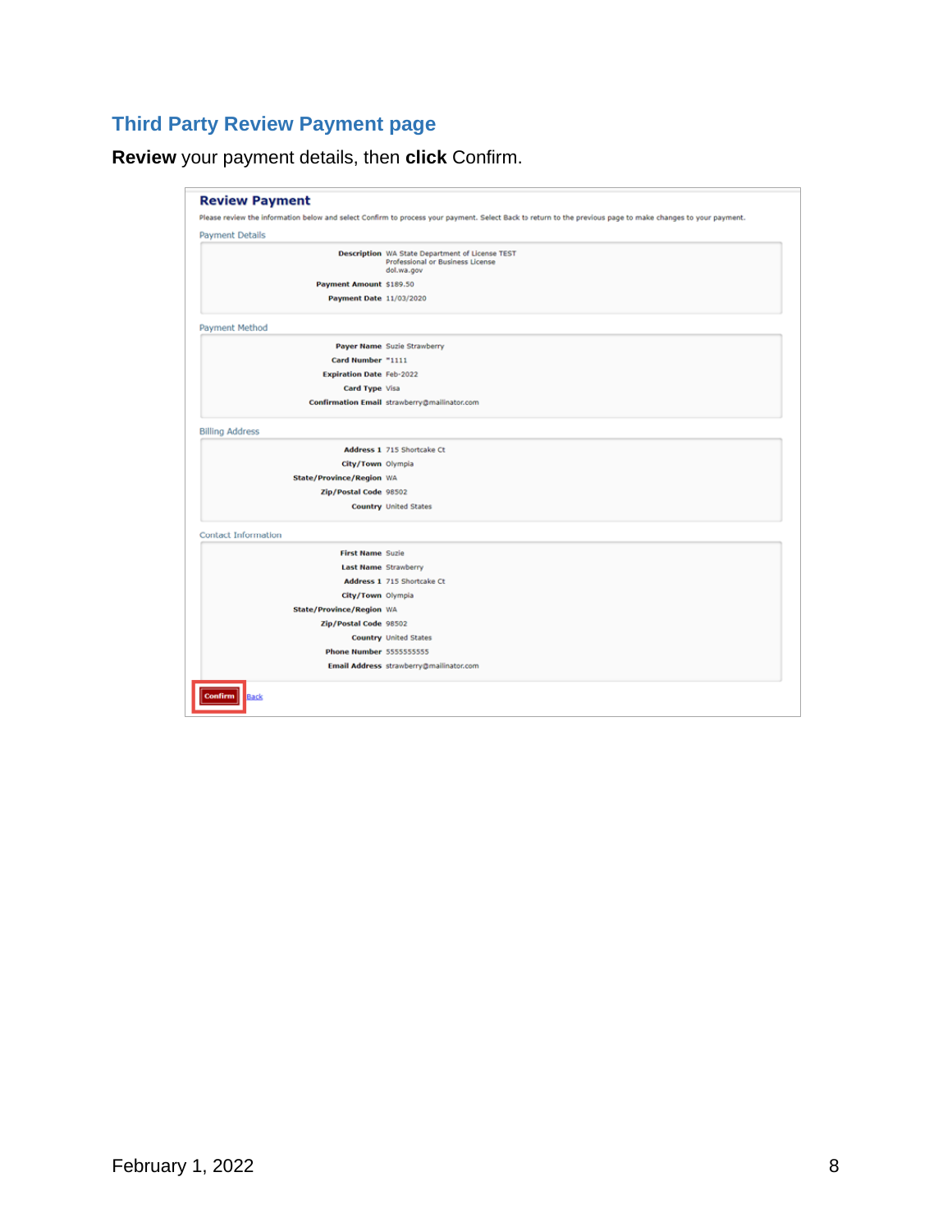## Third Party Review Payment page

**Review** your payment details, then **click** Confirm.

### Review Payment

Please review the information below and select Confirm to process your payment. Select Back to return to the previous page to make changes to your payment.

**Payment Details**

| | |
|---|---|
| **Description** | WA State Department of License TEST Professional or Business License dol.wa.gov |
| **Payment Amount** | $189.50 |
| **Payment Date** | 11/03/2020 |

**Payment Method**

| | |
|---|---|
| **Payer Name** | Suzie Strawberry |
| **Card Number** | *1111 |
| **Expiration Date** | Feb-2022 |
| **Card Type** | Visa |
| **Confirmation Email** | strawberry@mailinator.com |

**Billing Address**

| | |
|---|---|
| **Address 1** | 715 Shortcake Ct |
| **City/Town** | Olympia |
| **State/Province/Region** | WA |
| **Zip/Postal Code** | 98502 |
| **Country** | United States |

**Contact Information**

| | |
|---|---|
| **First Name** | Suzie |
| **Last Name** | Strawberry |
| **Address 1** | 715 Shortcake Ct |
| **City/Town** | Olympia |
| **State/Province/Region** | WA |
| **Zip/Postal Code** | 98502 |
| **Country** | United States |
| **Phone Number** | 5555555555 |
| **Email Address** | strawberry@mailinator.com |

Confirm | Back

February 1, 2022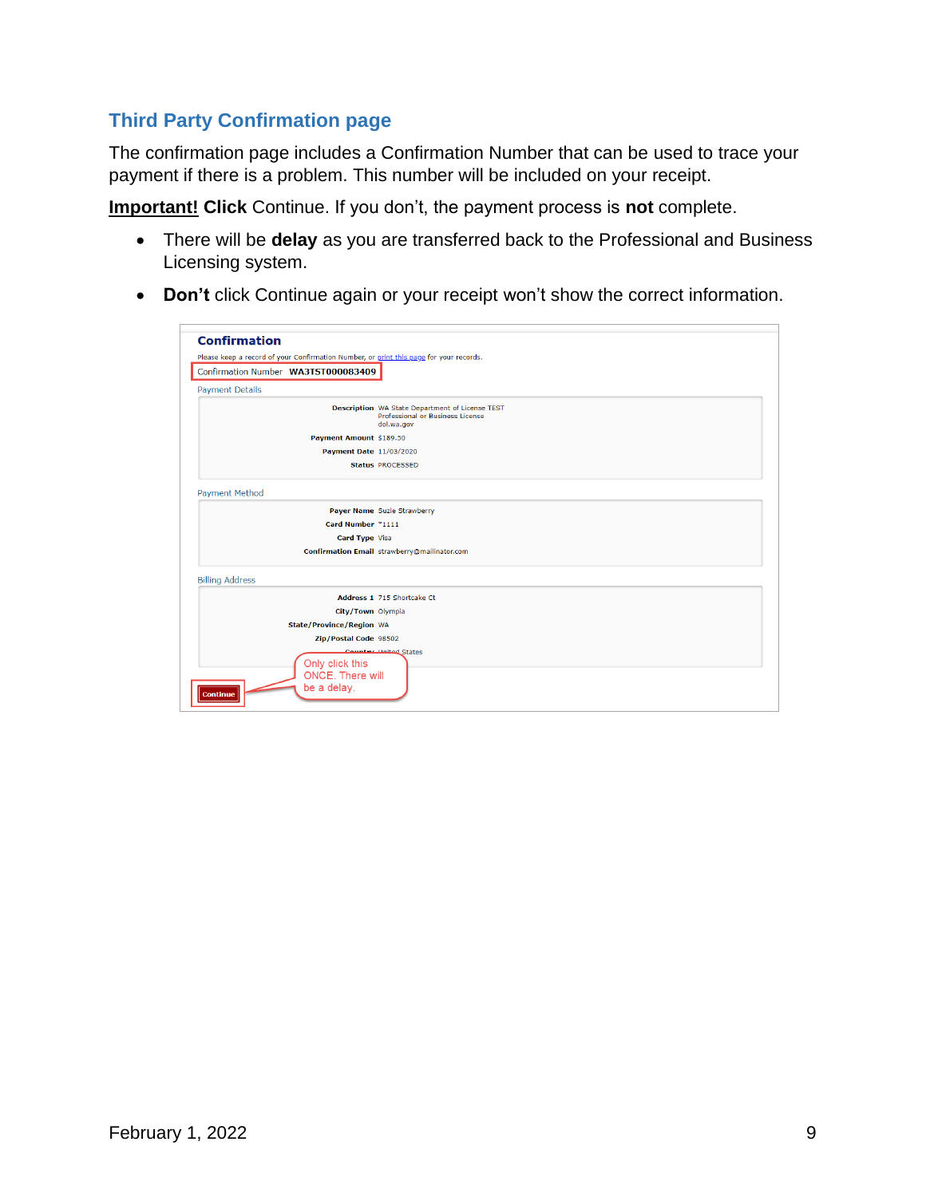## Third Party Confirmation page

The confirmation page includes a Confirmation Number that can be used to trace your payment if there is a problem. This number will be included on your receipt.

**Important! Click** Continue. If you don't, the payment process is **not** complete.

- There will be **delay** as you are transferred back to the Professional and Business Licensing system.
- **Don't** click Continue again or your receipt won't show the correct information.

**Confirmation**

Please keep a record of your Confirmation Number, or print this page for your records.

Confirmation Number **WA3TST000083409**

Payment Details

| | |
|---|---|
| **Description** | WA State Department of License TEST Professional or Business License dol.wa.gov |
| **Payment Amount** | $189.50 |
| **Payment Date** | 11/03/2020 |
| **Status** | PROCESSED |

Payment Method

| | |
|---|---|
| **Payer Name** | Suzie Strawberry |
| **Card Number** | *1111 |
| **Card Type** | Visa |
| **Confirmation Email** | strawberry@mailinator.com |

Billing Address

| | |
|---|---|
| **Address 1** | 715 Shortcake Ct |
| **City/Town** | Olympia |
| **State/Province/Region** | WA |
| **Zip/Postal Code** | 98502 |
| **Country** | United States |

Continue

Only click this ONCE. There will be a delay.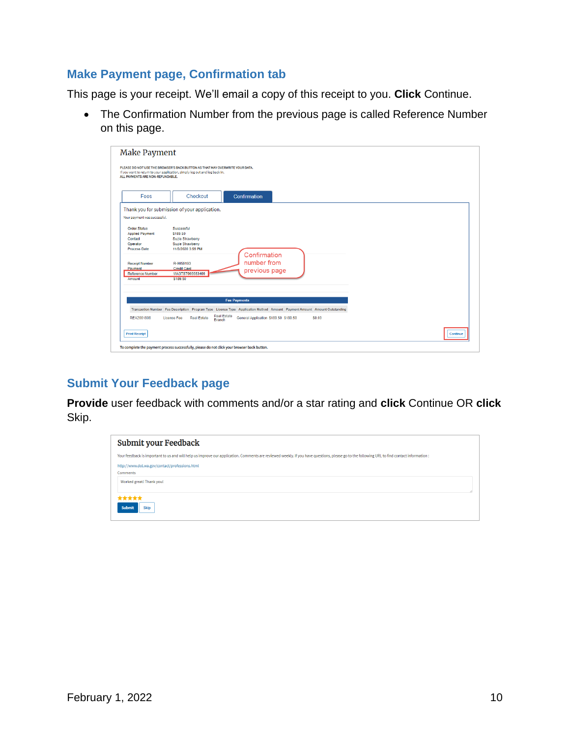## Make Payment page, Confirmation tab

This page is your receipt. We'll email a copy of this receipt to you. **Click** Continue.

- The Confirmation Number from the previous page is called Reference Number on this page.

## Submit Your Feedback page

**Provide** user feedback with comments and/or a star rating and **click** Continue OR **click** Skip.

February 1, 2022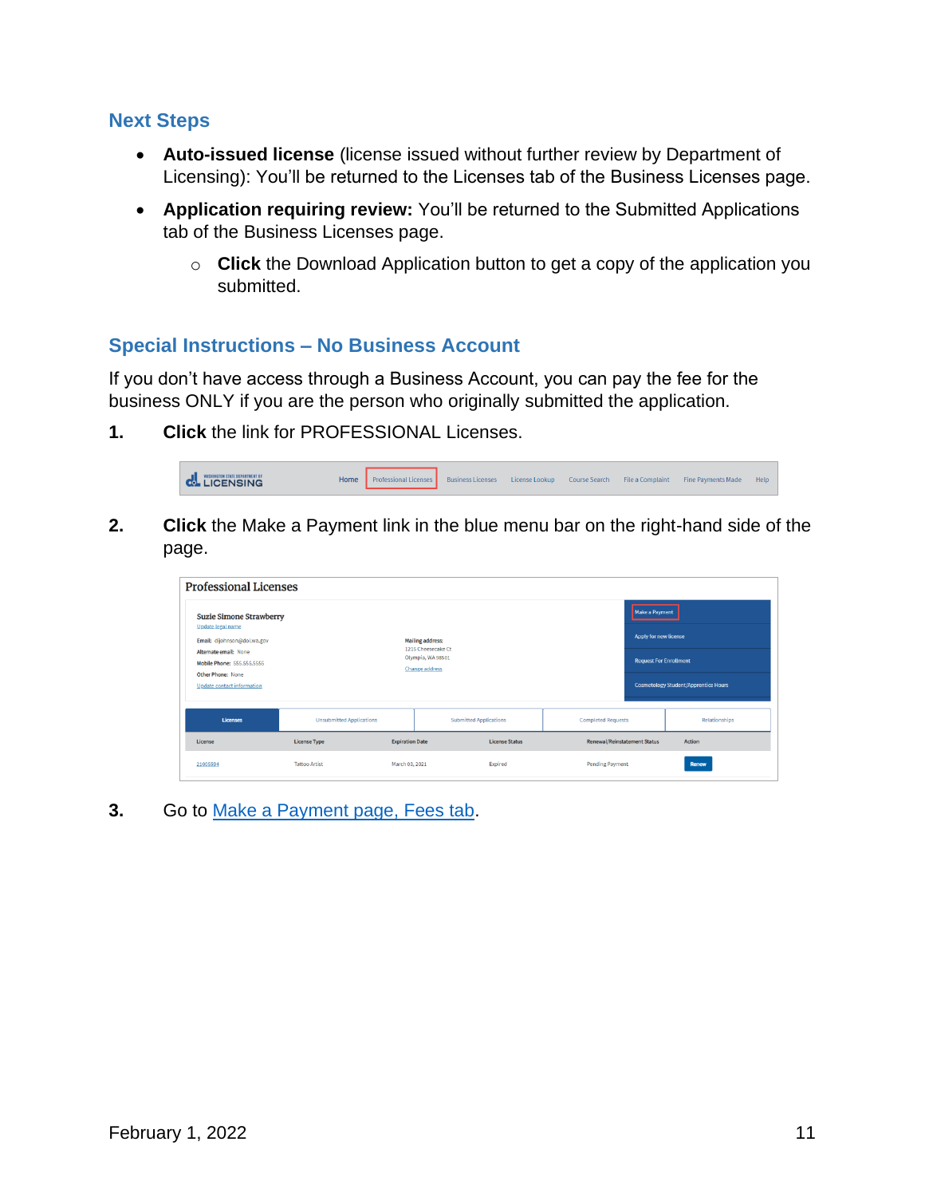## Next Steps

- **Auto-issued license** (license issued without further review by Department of Licensing): You'll be returned to the Licenses tab of the Business Licenses page.
- **Application requiring review:** You'll be returned to the Submitted Applications tab of the Business Licenses page.
  - **Click** the Download Application button to get a copy of the application you submitted.

## Special Instructions – No Business Account

If you don't have access through a Business Account, you can pay the fee for the business ONLY if you are the person who originally submitted the application.

1. **Click** the link for PROFESSIONAL Licenses.

2. **Click** the Make a Payment link in the blue menu bar on the right-hand side of the page.

3. Go to [Make a Payment page, Fees tab](#).